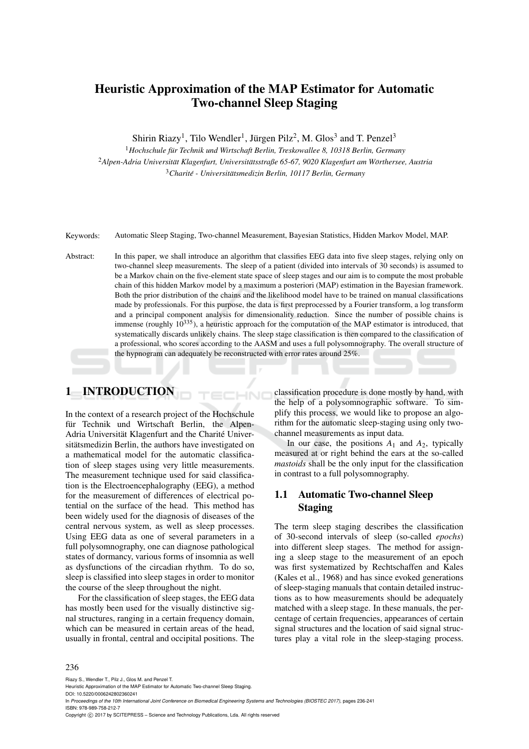# Heuristic Approximation of the MAP Estimator for Automatic Two-channel Sleep Staging

Shirin Riazy[1], Tilo Wendler[1], Jürgen Pilz[2], M. Glos[3] and T. Penzel[3]

[1]*Hochschule für Technik und Wirtschaft Berlin, Treskowallee 8, 10318 Berlin, Germany*
[2]*Alpen-Adria Universität Klagenfurt, Universitätsstraße 65-67, 9020 Klagenfurt am Wörthersee, Austria*
[3]*Charité - Universitätsmedizin Berlin, 10117 Berlin, Germany*

Keywords: Automatic Sleep Staging, Two-channel Measurement, Bayesian Statistics, Hidden Markov Model, MAP.

Abstract: In this paper, we shall introduce an algorithm that classifies EEG data into five sleep stages, relying only on two-channel sleep measurements. The sleep of a patient (divided into intervals of 30 seconds) is assumed to be a Markov chain on the five-element state space of sleep stages and our aim is to compute the most probable chain of this hidden Markov model by a maximum a posteriori (MAP) estimation in the Bayesian framework. Both the prior distribution of the chains and the likelihood model have to be trained on manual classifications made by professionals. For this purpose, the data is first preprocessed by a Fourier transform, a log transform and a principal component analysis for dimensionality reduction. Since the number of possible chains is immense (roughly $10^{335}$), a heuristic approach for the computation of the MAP estimator is introduced, that systematically discards unlikely chains. The sleep stage classification is then compared to the classification of a professional, who scores according to the AASM and uses a full polysomnography. The overall structure of the hypnogram can adequately be reconstructed with error rates around 25%.

## 1 INTRODUCTION

In the context of a research project of the Hochschule für Technik und Wirtschaft Berlin, the Alpen-Adria Universität Klagenfurt and the Charité Universitätsmedizin Berlin, the authors have investigated on a mathematical model for the automatic classification of sleep stages using very little measurements. The measurement technique used for said classification is the Electroencephalography (EEG), a method for the measurement of differences of electrical potential on the surface of the head. This method has been widely used for the diagnosis of diseases of the central nervous system, as well as sleep processes. Using EEG data as one of several parameters in a full polysomnography, one can diagnose pathological states of dormancy, various forms of insomnia as well as dysfunctions of the circadian rhythm. To do so, sleep is classified into sleep stages in order to monitor the course of the sleep throughout the night.

For the classification of sleep stages, the EEG data has mostly been used for the visually distinctive signal structures, ranging in a certain frequency domain, which can be measured in certain areas of the head, usually in frontal, central and occipital positions. The classification procedure is done mostly by hand, with the help of a polysomnographic software. To simplify this process, we would like to propose an algorithm for the automatic sleep-staging using only two-channel measurements as input data.

In our case, the positions $A_1$ and $A_2$, typically measured at or right behind the ears at the so-called *mastoids* shall be the only input for the classification in contrast to a full polysomnography.

### 1.1 Automatic Two-channel Sleep Staging

The term sleep staging describes the classification of 30-second intervals of sleep (so-called *epochs*) into different sleep stages. The method for assigning a sleep stage to the measurement of an epoch was first systematized by Rechtschaffen and Kales (Kales et al., 1968) and has since evoked generations of sleep-staging manuals that contain detailed instructions as to how measurements should be adequately matched with a sleep stage. In these manuals, the percentage of certain frequencies, appearances of certain signal structures and the location of said signal structures play a vital role in the sleep-staging process.

Riazy S., Wendler T., Pilz J., Glos M. and Penzel T.
Heuristic Approximation of the MAP Estimator for Automatic Two-channel Sleep Staging.
DOI: 10.5220/0006242802360241
In *Proceedings of the 10th International Joint Conference on Biomedical Engineering Systems and Technologies (BIOSTEC 2017)*, pages 236-241
ISBN: 978-989-758-212-7
Copyright © 2017 by SCITEPRESS – Science and Technology Publications, Lda. All rights reserved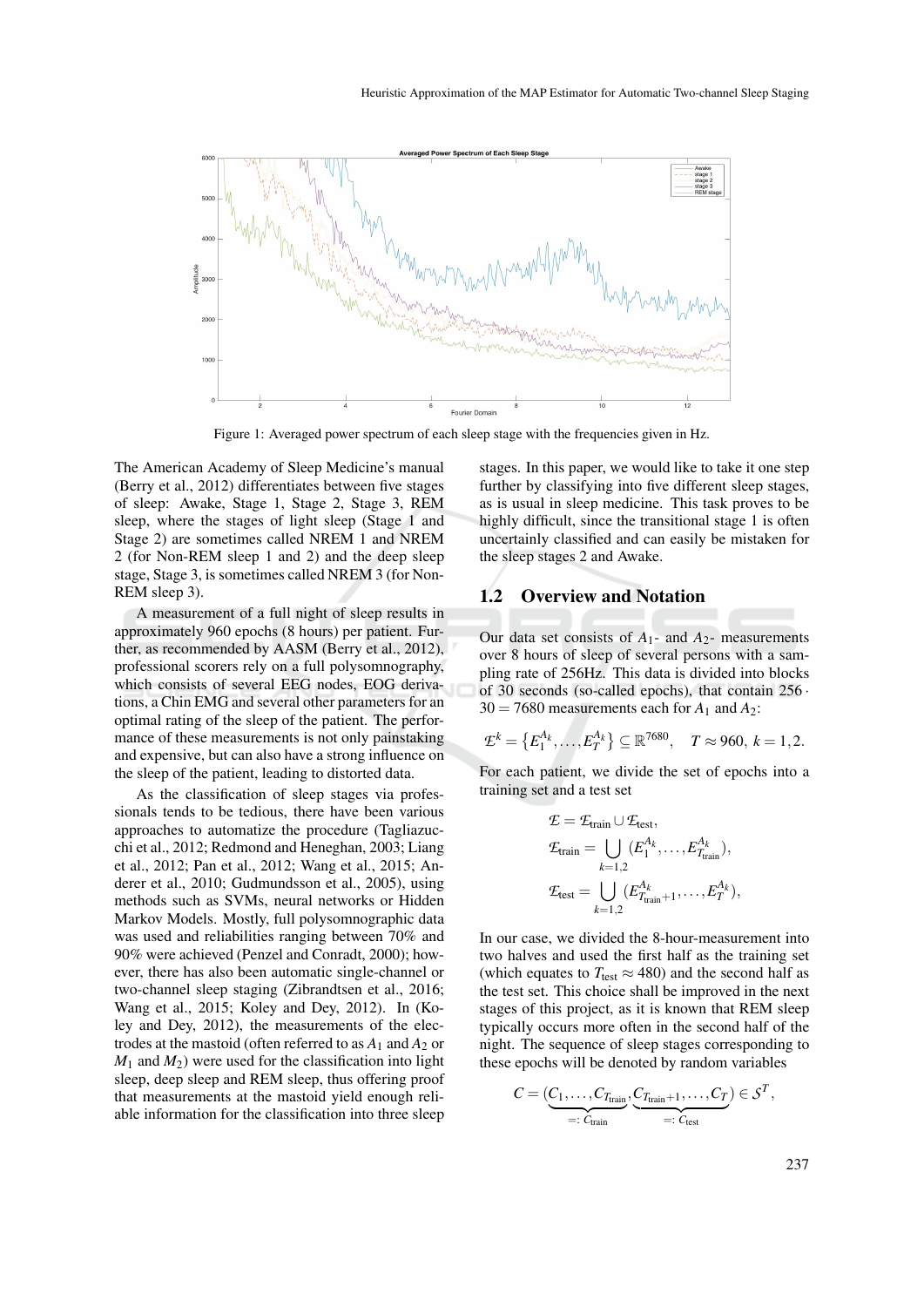Figure 1: Averaged power spectrum of each sleep stage with the frequencies given in Hz.

The American Academy of Sleep Medicine's manual (Berry et al., 2012) differentiates between five stages of sleep: Awake, Stage 1, Stage 2, Stage 3, REM sleep, where the stages of light sleep (Stage 1 and Stage 2) are sometimes called NREM 1 and NREM 2 (for Non-REM sleep 1 and 2) and the deep sleep stage, Stage 3, is sometimes called NREM 3 (for Non-REM sleep 3).

A measurement of a full night of sleep results in approximately 960 epochs (8 hours) per patient. Further, as recommended by AASM (Berry et al., 2012), professional scorers rely on a full polysomnography, which consists of several EEG nodes, EOG derivations, a Chin EMG and several other parameters for an optimal rating of the sleep of the patient. The performance of these measurements is not only painstaking and expensive, but can also have a strong influence on the sleep of the patient, leading to distorted data.

As the classification of sleep stages via professionals tends to be tedious, there have been various approaches to automatize the procedure (Tagliazucchi et al., 2012; Redmond and Heneghan, 2003; Liang et al., 2012; Pan et al., 2012; Wang et al., 2015; Anderer et al., 2010; Gudmundsson et al., 2005), using methods such as SVMs, neural networks or Hidden Markov Models. Mostly, full polysomnographic data was used and reliabilities ranging between 70% and 90% were achieved (Penzel and Conradt, 2000); however, there has also been automatic single-channel or two-channel sleep staging (Zibrandtsen et al., 2016; Wang et al., 2015; Koley and Dey, 2012). In (Koley and Dey, 2012), the measurements of the electrodes at the mastoid (often referred to as $A_1$ and $A_2$ or $M_1$ and $M_2$) were used for the classification into light sleep, deep sleep and REM sleep, thus offering proof that measurements at the mastoid yield enough reliable information for the classification into three sleep stages. In this paper, we would like to take it one step further by classifying into five different sleep stages, as is usual in sleep medicine. This task proves to be highly difficult, since the transitional stage 1 is often uncertainly classified and can easily be mistaken for the sleep stages 2 and Awake.

## 1.2 Overview and Notation

Our data set consists of $A_1$- and $A_2$- measurements over 8 hours of sleep of several persons with a sampling rate of 256Hz. This data is divided into blocks of 30 seconds (so-called epochs), that contain $256 \cdot 30 = 7680$ measurements each for $A_1$ and $A_2$:

$$\mathcal{E}^k = \left\{E_1^{A_k}, \ldots, E_T^{A_k}\right\} \subseteq \mathbb{R}^{7680}, \quad T \approx 960,\ k = 1,2.$$

For each patient, we divide the set of epochs into a training set and a test set

$$\begin{aligned}
\mathcal{E} &= \mathcal{E}_{\text{train}} \cup \mathcal{E}_{\text{test}}, \\
\mathcal{E}_{\text{train}} &= \bigcup_{k=1,2} (E_1^{A_k}, \ldots, E_{T_{\text{train}}}^{A_k}), \\
\mathcal{E}_{\text{test}} &= \bigcup_{k=1,2} (E_{T_{\text{train}}+1}^{A_k}, \ldots, E_T^{A_k}),
\end{aligned}$$

In our case, we divided the 8-hour-measurement into two halves and used the first half as the training set (which equates to $T_{\text{test}} \approx 480$) and the second half as the test set. This choice shall be improved in the next stages of this project, as it is known that REM sleep typically occurs more often in the second half of the night. The sequence of sleep stages corresponding to these epochs will be denoted by random variables

$$C = (\underbrace{C_1, \ldots, C_{T_{\text{train}}}}_{=:\, C_{\text{train}}}, \underbrace{C_{T_{\text{train}}+1}, \ldots, C_T}_{=:\, C_{\text{test}}}) \in \mathcal{S}^T,$$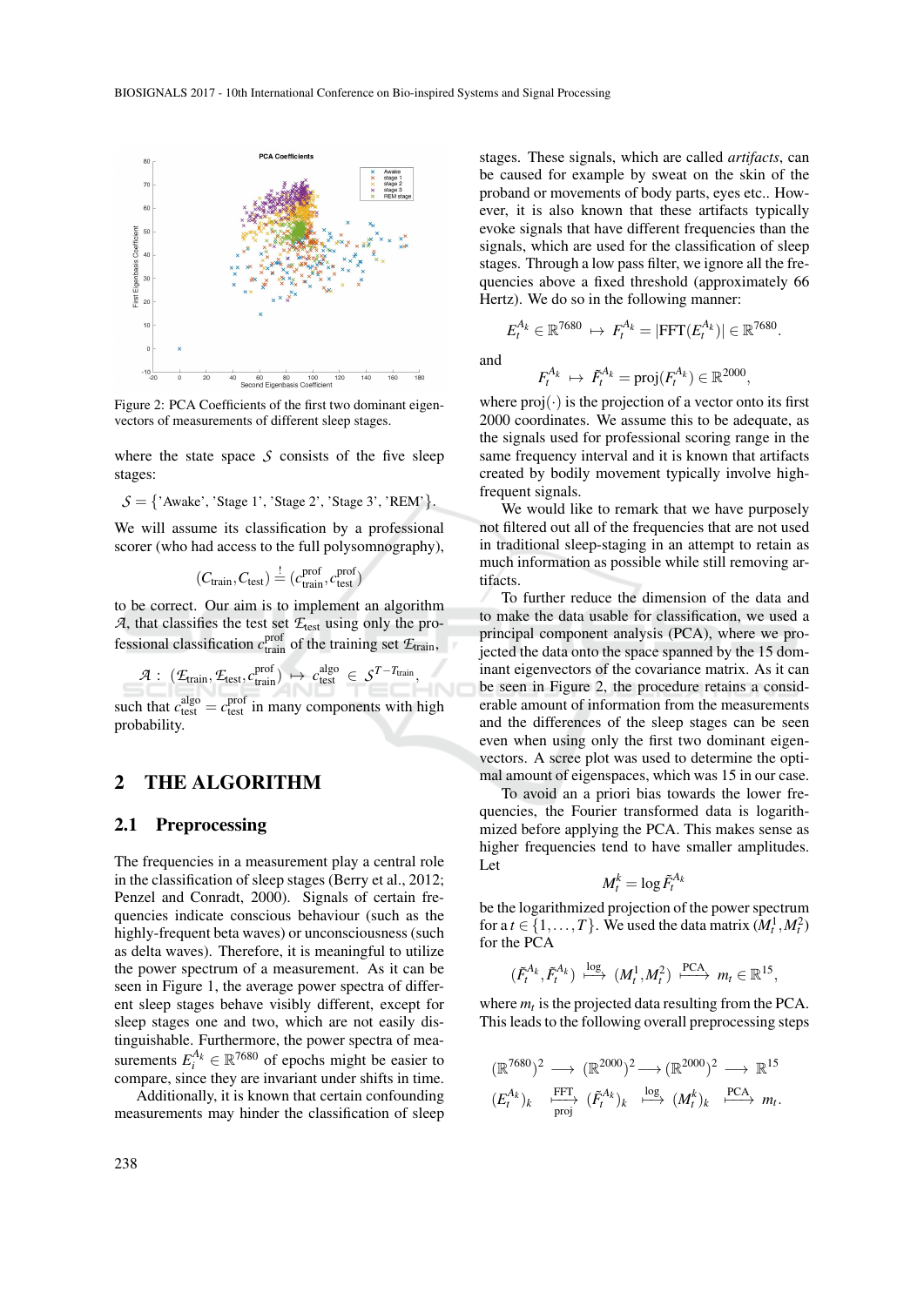Figure 2: PCA Coefficients of the first two dominant eigenvectors of measurements of different sleep stages.

where the state space $\mathcal{S}$ consists of the five sleep stages:

$$\mathcal{S} = \{\text{'Awake'}, \text{'Stage 1'}, \text{'Stage 2'}, \text{'Stage 3'}, \text{'REM'}\}.$$

We will assume its classification by a professional scorer (who had access to the full polysomnography),

$$(C_{\text{train}}, C_{\text{test}}) \stackrel{!}{=} (c_{\text{train}}^{\text{prof}}, c_{\text{test}}^{\text{prof}})$$

to be correct. Our aim is to implement an algorithm $\mathcal{A}$, that classifies the test set $\mathcal{E}_{\text{test}}$ using only the professional classification $c_{\text{train}}^{\text{prof}}$ of the training set $\mathcal{E}_{\text{train}}$,

$$\mathcal{A}: \ (\mathcal{E}_{\text{train}}, \mathcal{E}_{\text{test}}, c_{\text{train}}^{\text{prof}}) \mapsto c_{\text{test}}^{\text{algo}} \in \mathcal{S}^{T-T_{\text{train}}},$$

such that $c_{\text{test}}^{\text{algo}} = c_{\text{test}}^{\text{prof}}$ in many components with high probability.

## 2 THE ALGORITHM

### 2.1 Preprocessing

The frequencies in a measurement play a central role in the classification of sleep stages (Berry et al., 2012; Penzel and Conradt, 2000). Signals of certain frequencies indicate conscious behaviour (such as the highly-frequent beta waves) or unconsciousness (such as delta waves). Therefore, it is meaningful to utilize the power spectrum of a measurement. As it can be seen in Figure 1, the average power spectra of different sleep stages behave visibly different, except for sleep stages one and two, which are not easily distinguishable. Furthermore, the power spectra of measurements $E_i^{A_k} \in \mathbb{R}^{7680}$ of epochs might be easier to compare, since they are invariant under shifts in time.

Additionally, it is known that certain confounding measurements may hinder the classification of sleep stages. These signals, which are called *artifacts*, can be caused for example by sweat on the skin of the proband or movements of body parts, eyes etc.. However, it is also known that these artifacts typically evoke signals that have different frequencies than the signals, which are used for the classification of sleep stages. Through a low pass filter, we ignore all the frequencies above a fixed threshold (approximately 66 Hertz). We do so in the following manner:

$$E_t^{A_k} \in \mathbb{R}^{7680} \ \mapsto \ F_t^{A_k} = |\text{FFT}(E_t^{A_k})| \in \mathbb{R}^{7680}.$$

and

$$F_t^{A_k} \ \mapsto \ \tilde{F}_t^{A_k} = \text{proj}(F_t^{A_k}) \in \mathbb{R}^{2000},$$

where $\text{proj}(\cdot)$ is the projection of a vector onto its first 2000 coordinates. We assume this to be adequate, as the signals used for professional scoring range in the same frequency interval and it is known that artifacts created by bodily movement typically involve high-frequent signals.

We would like to remark that we have purposely not filtered out all of the frequencies that are not used in traditional sleep-staging in an attempt to retain as much information as possible while still removing artifacts.

To further reduce the dimension of the data and to make the data usable for classification, we used a principal component analysis (PCA), where we projected the data onto the space spanned by the 15 dominant eigenvectors of the covariance matrix. As it can be seen in Figure 2, the procedure retains a considerable amount of information from the measurements and the differences of the sleep stages can be seen even when using only the first two dominant eigenvectors. A scree plot was used to determine the optimal amount of eigenspaces, which was 15 in our case.

To avoid an a priori bias towards the lower frequencies, the Fourier transformed data is logarithmized before applying the PCA. This makes sense as higher frequencies tend to have smaller amplitudes. Let

$$M_t^k = \log \tilde{F}_t^{A_k}$$

be the logarithmized projection of the power spectrum for a $t \in \{1, \ldots, T\}$. We used the data matrix $(M_t^1, M_t^2)$ for the PCA

$$(\tilde{F}_t^{A_k}, \tilde{F}_t^{A_k}) \stackrel{\log}{\longmapsto} (M_t^1, M_t^2) \stackrel{\text{PCA}}{\longmapsto} m_t \in \mathbb{R}^{15},$$

where $m_t$ is the projected data resulting from the PCA. This leads to the following overall preprocessing steps

$$\begin{array}{ccccccc}
(\mathbb{R}^{7680})^2 & \longrightarrow & (\mathbb{R}^{2000})^2 & \longrightarrow & (\mathbb{R}^{2000})^2 & \longrightarrow & \mathbb{R}^{15} \\
(E_t^{A_k})_k & \xrightarrow[\text{proj}]{\text{FFT}} & (\tilde{F}_t^{A_k})_k & \stackrel{\log}{\longmapsto} & (M_t^k)_k & \stackrel{\text{PCA}}{\longmapsto} & m_t.
\end{array}$$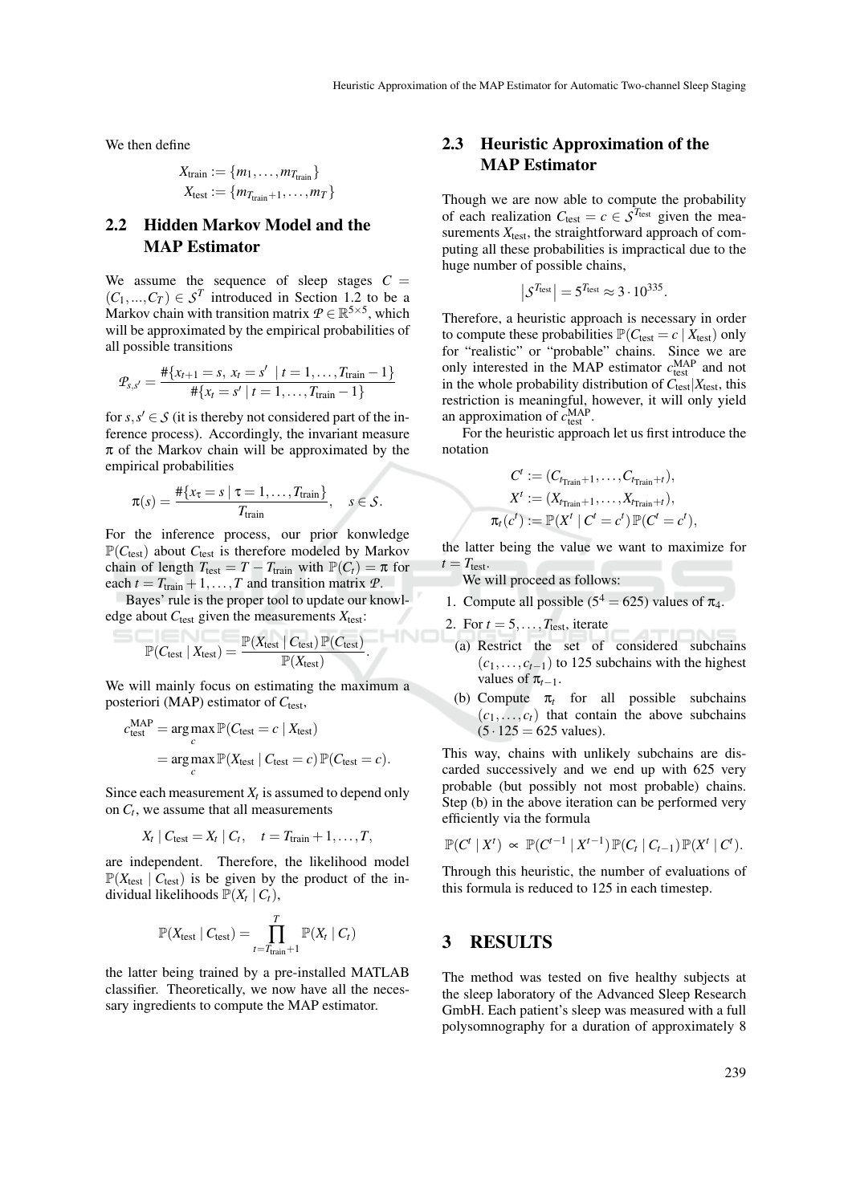We then define

$$X_{\text{train}} := \{m_1, \ldots, m_{T_{\text{train}}}\}$$
$$X_{\text{test}} := \{m_{T_{\text{train}}+1}, \ldots, m_T\}$$

## 2.2 Hidden Markov Model and the MAP Estimator

We assume the sequence of sleep stages $C = (C_1, ..., C_T) \in \mathcal{S}^T$ introduced in Section 1.2 to be a Markov chain with transition matrix $\mathcal{P} \in \mathbb{R}^{5\times 5}$, which will be approximated by the empirical probabilities of all possible transitions

$$\mathcal{P}_{s,s'} = \frac{\#\{x_{t+1} = s,\ x_t = s' \mid t = 1, \ldots, T_{\text{train}} - 1\}}{\#\{x_t = s' \mid t = 1, \ldots, T_{\text{train}} - 1\}}$$

for $s, s' \in \mathcal{S}$ (it is thereby not considered part of the inference process). Accordingly, the invariant measure $\pi$ of the Markov chain will be approximated by the empirical probabilities

$$\pi(s) = \frac{\#\{x_\tau = s \mid \tau = 1, \ldots, T_{\text{train}}\}}{T_{\text{train}}}, \quad s \in \mathcal{S}.$$

For the inference process, our prior konwledge $\mathbb{P}(C_{\text{test}})$ about $C_{\text{test}}$ is therefore modeled by Markov chain of length $T_{\text{test}} = T - T_{\text{train}}$ with $\mathbb{P}(C_t) = \pi$ for each $t = T_{\text{train}} + 1, \ldots, T$ and transition matrix $\mathcal{P}$.

Bayes' rule is the proper tool to update our knowledge about $C_{\text{test}}$ given the measurements $X_{\text{test}}$:

$$\mathbb{P}(C_{\text{test}} \mid X_{\text{test}}) = \frac{\mathbb{P}(X_{\text{test}} \mid C_{\text{test}})\,\mathbb{P}(C_{\text{test}})}{\mathbb{P}(X_{\text{test}})}.$$

We will mainly focus on estimating the maximum a posteriori (MAP) estimator of $C_{\text{test}}$,

$$\begin{aligned} c_{\text{test}}^{\text{MAP}} &= \arg\max_c \mathbb{P}(C_{\text{test}} = c \mid X_{\text{test}}) \\ &= \arg\max_c \mathbb{P}(X_{\text{test}} \mid C_{\text{test}} = c)\,\mathbb{P}(C_{\text{test}} = c). \end{aligned}$$

Since each measurement $X_t$ is assumed to depend only on $C_t$, we assume that all measurements

$$X_t \mid C_{\text{test}} = X_t \mid C_t, \quad t = T_{\text{train}} + 1, \ldots, T,$$

are independent. Therefore, the likelihood model $\mathbb{P}(X_{\text{test}} \mid C_{\text{test}})$ is be given by the product of the individual likelihoods $\mathbb{P}(X_t \mid C_t)$,

$$\mathbb{P}(X_{\text{test}} \mid C_{\text{test}}) = \prod_{t=T_{\text{train}}+1}^{T} \mathbb{P}(X_t \mid C_t)$$

the latter being trained by a pre-installed MATLAB classifier. Theoretically, we now have all the necessary ingredients to compute the MAP estimator.

## 2.3 Heuristic Approximation of the MAP Estimator

Though we are now able to compute the probability of each realization $C_{\text{test}} = c \in \mathcal{S}^{T_{\text{test}}}$ given the measurements $X_{\text{test}}$, the straightforward approach of computing all these probabilities is impractical due to the huge number of possible chains,

$$\left|\mathcal{S}^{T_{\text{test}}}\right| = 5^{T_{\text{test}}} \approx 3 \cdot 10^{335}.$$

Therefore, a heuristic approach is necessary in order to compute these probabilities $\mathbb{P}(C_{\text{test}} = c \mid X_{\text{test}})$ only for "realistic" or "probable" chains. Since we are only interested in the MAP estimator $c_{\text{test}}^{\text{MAP}}$ and not in the whole probability distribution of $C_{\text{test}}|X_{\text{test}}$, this restriction is meaningful, however, it will only yield an approximation of $c_{\text{test}}^{\text{MAP}}$.

For the heuristic approach let us first introduce the notation

$$\begin{aligned} C^t &:= (C_{t_{\text{Train}}+1}, \ldots, C_{t_{\text{Train}}+t}), \\ X^t &:= (X_{t_{\text{Train}}+1}, \ldots, X_{t_{\text{Train}}+t}), \\ \pi_t(c^t) &:= \mathbb{P}(X^t \mid C^t = c^t)\,\mathbb{P}(C^t = c^t), \end{aligned}$$

the latter being the value we want to maximize for $t = T_{\text{test}}$.

We will proceed as follows:

1. Compute all possible ($5^4 = 625$) values of $\pi_4$.
2. For $t = 5, \ldots, T_{\text{test}}$, iterate
   (a) Restrict the set of considered subchains $(c_1, \ldots, c_{t-1})$ to 125 subchains with the highest values of $\pi_{t-1}$.
   (b) Compute $\pi_t$ for all possible subchains $(c_1, \ldots, c_t)$ that contain the above subchains ($5 \cdot 125 = 625$ values).

This way, chains with unlikely subchains are discarded successively and we end up with 625 very probable (but possibly not most probable) chains. Step (b) in the above iteration can be performed very efficiently via the formula

$$\mathbb{P}(C^t \mid X^t) \propto \mathbb{P}(C^{t-1} \mid X^{t-1})\,\mathbb{P}(C_t \mid C_{t-1})\,\mathbb{P}(X^t \mid C^t).$$

Through this heuristic, the number of evaluations of this formula is reduced to 125 in each timestep.

# 3 RESULTS

The method was tested on five healthy subjects at the sleep laboratory of the Advanced Sleep Research GmbH. Each patient's sleep was measured with a full polysomnography for a duration of approximately 8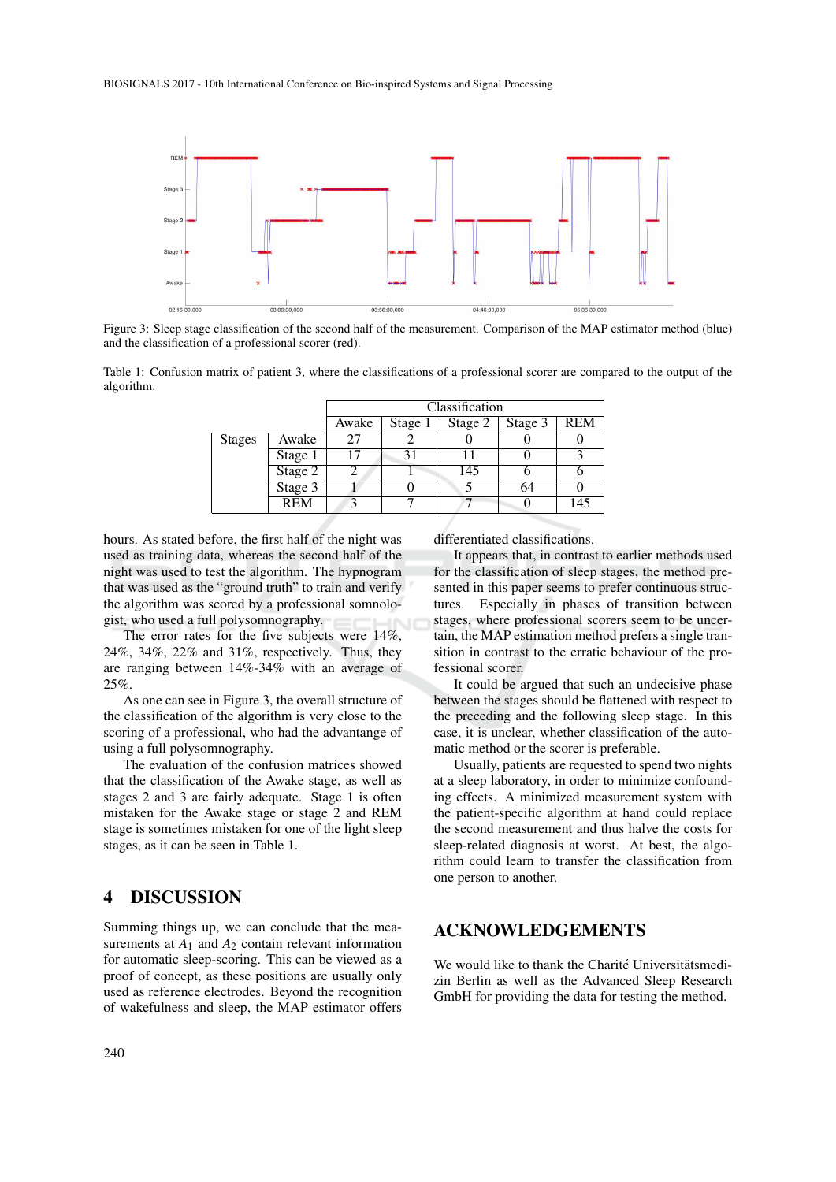Figure 3: Sleep stage classification of the second half of the measurement. Comparison of the MAP estimator method (blue) and the classification of a professional scorer (red).

Table 1: Confusion matrix of patient 3, where the classifications of a professional scorer are compared to the output of the algorithm.

| | | Classification | | | | |
|---|---|---|---|---|---|---|
| | | Awake | Stage 1 | Stage 2 | Stage 3 | REM |
| Stages | Awake | 27 | 2 | 0 | 0 | 0 |
| | Stage 1 | 17 | 31 | 11 | 0 | 3 |
| | Stage 2 | 2 | 1 | 145 | 6 | 6 |
| | Stage 3 | 1 | 0 | 5 | 64 | 0 |
| | REM | 3 | 7 | 7 | 0 | 145 |

hours. As stated before, the first half of the night was used as training data, whereas the second half of the night was used to test the algorithm. The hypnogram that was used as the "ground truth" to train and verify the algorithm was scored by a professional somnologist, who used a full polysomnography.

The error rates for the five subjects were 14%, 24%, 34%, 22% and 31%, respectively. Thus, they are ranging between 14%-34% with an average of 25%.

As one can see in Figure 3, the overall structure of the classification of the algorithm is very close to the scoring of a professional, who had the advantage of using a full polysomnography.

The evaluation of the confusion matrices showed that the classification of the Awake stage, as well as stages 2 and 3 are fairly adequate. Stage 1 is often mistaken for the Awake stage or stage 2 and REM stage is sometimes mistaken for one of the light sleep stages, as it can be seen in Table 1.

## 4 DISCUSSION

Summing things up, we can conclude that the measurements at $A_1$ and $A_2$ contain relevant information for automatic sleep-scoring. This can be viewed as a proof of concept, as these positions are usually only used as reference electrodes. Beyond the recognition of wakefulness and sleep, the MAP estimator offers differentiated classifications.

It appears that, in contrast to earlier methods used for the classification of sleep stages, the method presented in this paper seems to prefer continuous structures. Especially in phases of transition between stages, where professional scorers seem to be uncertain, the MAP estimation method prefers a single transition in contrast to the erratic behaviour of the professional scorer.

It could be argued that such an undecisive phase between the stages should be flattened with respect to the preceding and the following sleep stage. In this case, it is unclear, whether classification of the automatic method or the scorer is preferable.

Usually, patients are requested to spend two nights at a sleep laboratory, in order to minimize confounding effects. A minimized measurement system with the patient-specific algorithm at hand could replace the second measurement and thus halve the costs for sleep-related diagnosis at worst. At best, the algorithm could learn to transfer the classification from one person to another.

## ACKNOWLEDGEMENTS

We would like to thank the Charité Universitätsmedizin Berlin as well as the Advanced Sleep Research GmbH for providing the data for testing the method.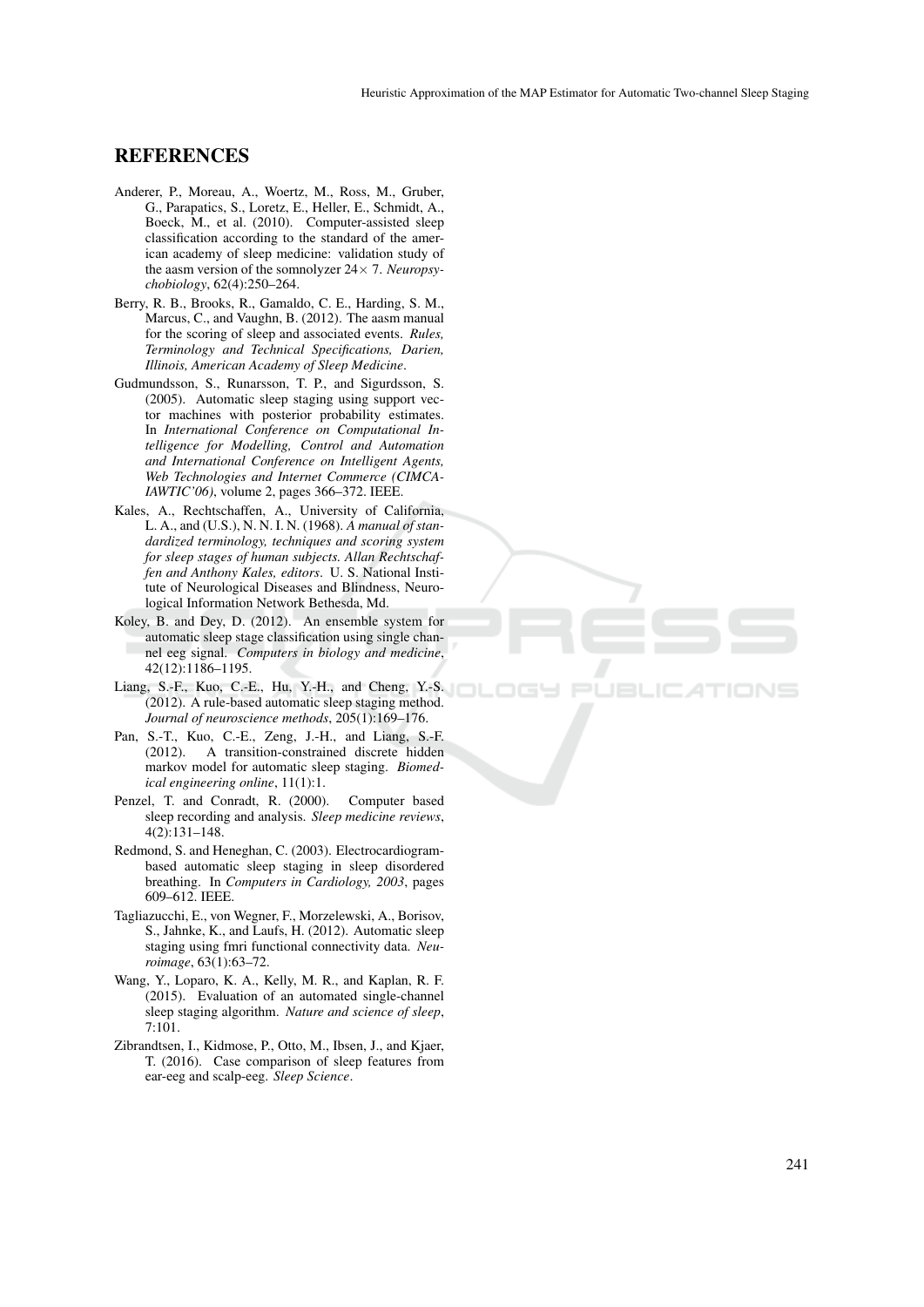## REFERENCES

Anderer, P., Moreau, A., Woertz, M., Ross, M., Gruber, G., Parapatics, S., Loretz, E., Heller, E., Schmidt, A., Boeck, M., et al. (2010). Computer-assisted sleep classification according to the standard of the american academy of sleep medicine: validation study of the aasm version of the somnolyzer 24$\times$ 7. *Neuropsychobiology*, 62(4):250–264.

Berry, R. B., Brooks, R., Gamaldo, C. E., Harding, S. M., Marcus, C., and Vaughn, B. (2012). The aasm manual for the scoring of sleep and associated events. *Rules, Terminology and Technical Specifications, Darien, Illinois, American Academy of Sleep Medicine*.

Gudmundsson, S., Runarsson, T. P., and Sigurdsson, S. (2005). Automatic sleep staging using support vector machines with posterior probability estimates. In *International Conference on Computational Intelligence for Modelling, Control and Automation and International Conference on Intelligent Agents, Web Technologies and Internet Commerce (CIMCA-IAWTIC'06)*, volume 2, pages 366–372. IEEE.

Kales, A., Rechtschaffen, A., University of California, L. A., and (U.S.), N. N. I. N. (1968). *A manual of standardized terminology, techniques and scoring system for sleep stages of human subjects. Allan Rechtschaffen and Anthony Kales, editors*. U. S. National Institute of Neurological Diseases and Blindness, Neurological Information Network Bethesda, Md.

Koley, B. and Dey, D. (2012). An ensemble system for automatic sleep stage classification using single channel eeg signal. *Computers in biology and medicine*, 42(12):1186–1195.

Liang, S.-F., Kuo, C.-E., Hu, Y.-H., and Cheng, Y.-S. (2012). A rule-based automatic sleep staging method. *Journal of neuroscience methods*, 205(1):169–176.

Pan, S.-T., Kuo, C.-E., Zeng, J.-H., and Liang, S.-F. (2012). A transition-constrained discrete hidden markov model for automatic sleep staging. *Biomedical engineering online*, 11(1):1.

Penzel, T. and Conradt, R. (2000). Computer based sleep recording and analysis. *Sleep medicine reviews*, 4(2):131–148.

Redmond, S. and Heneghan, C. (2003). Electrocardiogram-based automatic sleep staging in sleep disordered breathing. In *Computers in Cardiology, 2003*, pages 609–612. IEEE.

Tagliazucchi, E., von Wegner, F., Morzelewski, A., Borisov, S., Jahnke, K., and Laufs, H. (2012). Automatic sleep staging using fmri functional connectivity data. *Neuroimage*, 63(1):63–72.

Wang, Y., Loparo, K. A., Kelly, M. R., and Kaplan, R. F. (2015). Evaluation of an automated single-channel sleep staging algorithm. *Nature and science of sleep*, 7:101.

Zibrandtsen, I., Kidmose, P., Otto, M., Ibsen, J., and Kjaer, T. (2016). Case comparison of sleep features from ear-eeg and scalp-eeg. *Sleep Science*.